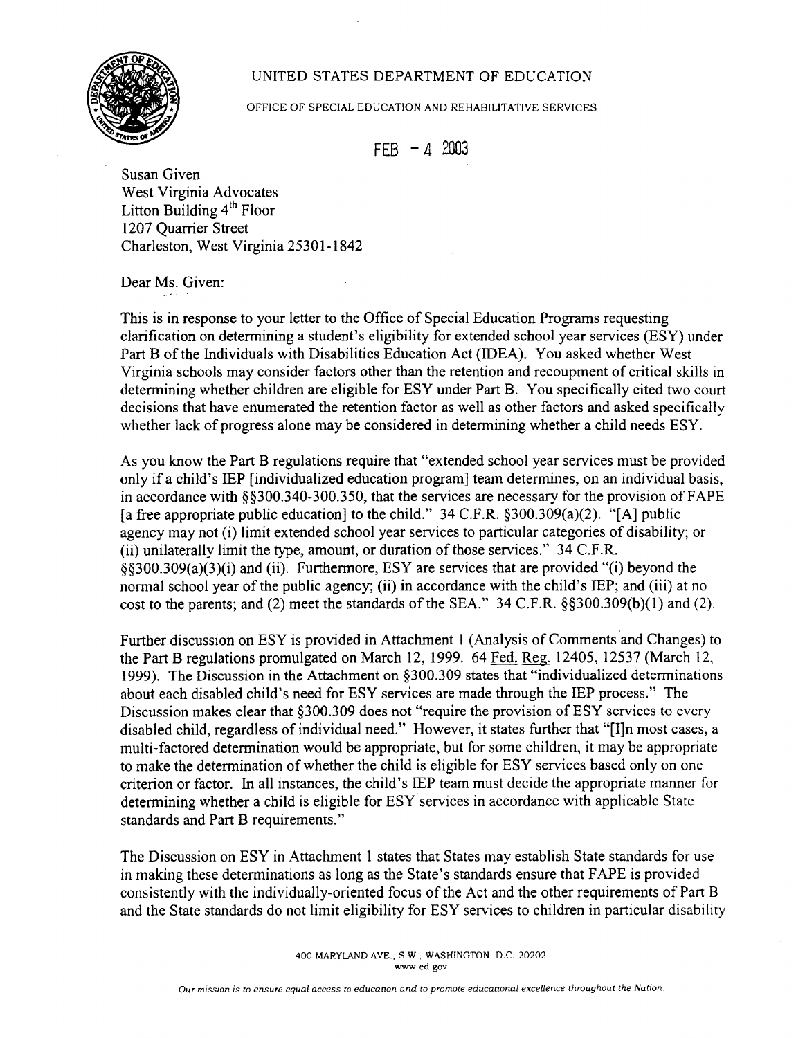UNITED STATES DEPARTMENT OF EDUCATION

OFFICE OF SPECIAL EDUCATION AND REHABILITATIVE SERVICES

FEB - 4 2003

Susan Given
West Virginia Advocates
Litton Building 4th Floor
1207 Quarrier Street
Charleston, West Virginia 25301-1842

Dear Ms. Given:

This is in response to your letter to the Office of Special Education Programs requesting clarification on determining a student's eligibility for extended school year services (ESY) under Part B of the Individuals with Disabilities Education Act (IDEA). You asked whether West Virginia schools may consider factors other than the retention and recoupment of critical skills in determining whether children are eligible for ESY under Part B. You specifically cited two court decisions that have enumerated the retention factor as well as other factors and asked specifically whether lack of progress alone may be considered in determining whether a child needs ESY.

As you know the Part B regulations require that "extended school year services must be provided only if a child's IEP [individualized education program] team determines, on an individual basis, in accordance with §§300.340-300.350, that the services are necessary for the provision of FAPE [a free appropriate public education] to the child." 34 C.F.R. §300.309(a)(2). "[A] public agency may not (i) limit extended school year services to particular categories of disability; or (ii) unilaterally limit the type, amount, or duration of those services." 34 C.F.R. §§300.309(a)(3)(i) and (ii). Furthermore, ESY are services that are provided "(i) beyond the normal school year of the public agency; (ii) in accordance with the child's IEP; and (iii) at no cost to the parents; and (2) meet the standards of the SEA." 34 C.F.R. §§300.309(b)(1) and (2).

Further discussion on ESY is provided in Attachment 1 (Analysis of Comments and Changes) to the Part B regulations promulgated on March 12, 1999. 64 Fed. Reg. 12405, 12537 (March 12, 1999). The Discussion in the Attachment on §300.309 states that "individualized determinations about each disabled child's need for ESY services are made through the IEP process." The Discussion makes clear that §300.309 does not "require the provision of ESY services to every disabled child, regardless of individual need." However, it states further that "[I]n most cases, a multi-factored determination would be appropriate, but for some children, it may be appropriate to make the determination of whether the child is eligible for ESY services based only on one criterion or factor. In all instances, the child's IEP team must decide the appropriate manner for determining whether a child is eligible for ESY services in accordance with applicable State standards and Part B requirements."

The Discussion on ESY in Attachment 1 states that States may establish State standards for use in making these determinations as long as the State's standards ensure that FAPE is provided consistently with the individually-oriented focus of the Act and the other requirements of Part B and the State standards do not limit eligibility for ESY services to children in particular disability

400 MARYLAND AVE., S.W., WASHINGTON, D.C. 20202
www.ed.gov

*Our mission is to ensure equal access to education and to promote educational excellence throughout the Nation.*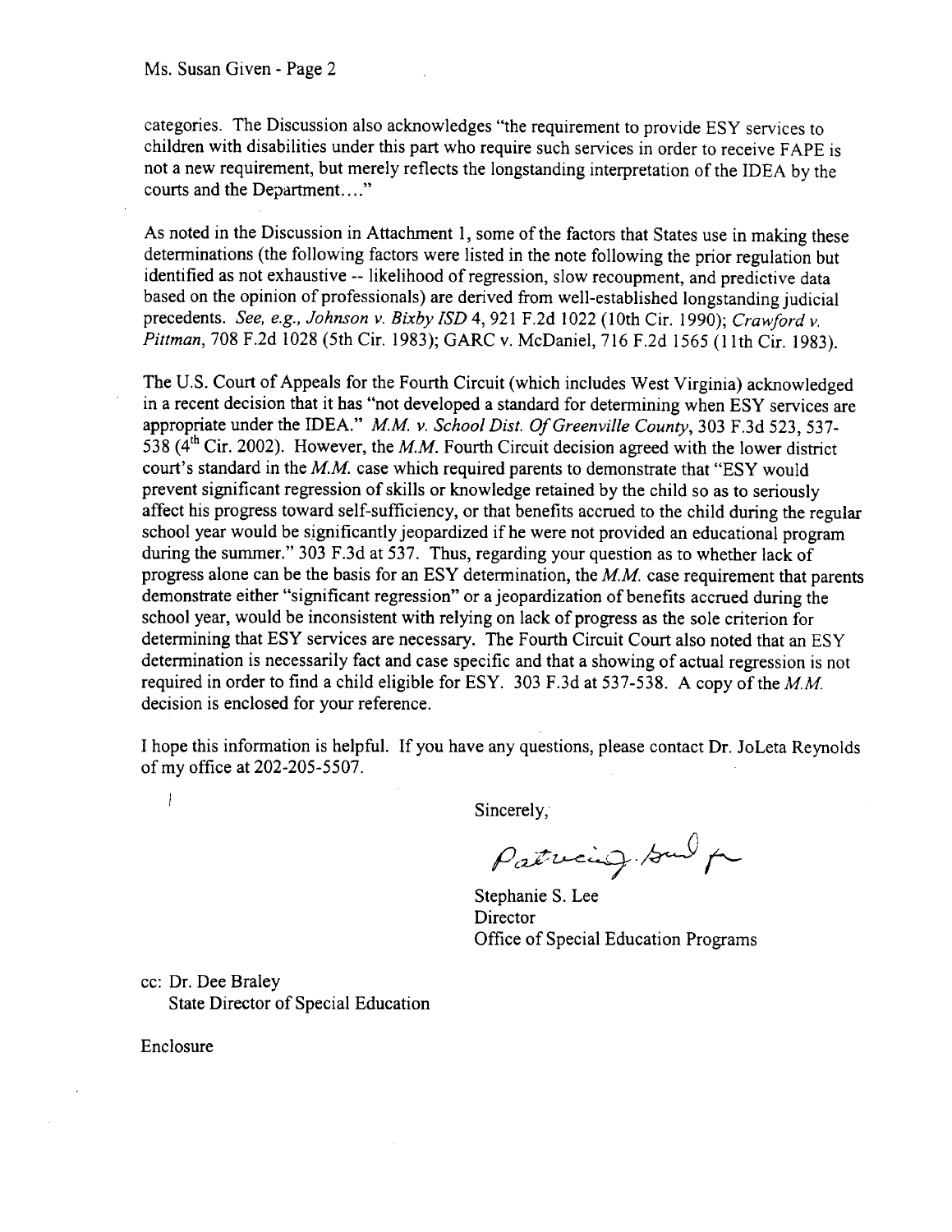categories. The Discussion also acknowledges "the requirement to provide ESY services to children with disabilities under this part who require such services in order to receive FAPE is not a new requirement, but merely reflects the longstanding interpretation of the IDEA by the courts and the Department...."

As noted in the Discussion in Attachment 1, some of the factors that States use in making these determinations (the following factors were listed in the note following the prior regulation but identified as not exhaustive -- likelihood of regression, slow recoupment, and predictive data based on the opinion of professionals) are derived from well-established longstanding judicial precedents. *See, e.g., Johnson v. Bixby ISD* 4, 921 F.2d 1022 (10th Cir. 1990); *Crawford v. Pittman*, 708 F.2d 1028 (5th Cir. 1983); GARC v. McDaniel, 716 F.2d 1565 (11th Cir. 1983).

The U.S. Court of Appeals for the Fourth Circuit (which includes West Virginia) acknowledged in a recent decision that it has "not developed a standard for determining when ESY services are appropriate under the IDEA." *M.M. v. School Dist. Of Greenville County*, 303 F.3d 523, 537-538 (4th Cir. 2002). However, the *M.M.* Fourth Circuit decision agreed with the lower district court's standard in the *M.M.* case which required parents to demonstrate that "ESY would prevent significant regression of skills or knowledge retained by the child so as to seriously affect his progress toward self-sufficiency, or that benefits accrued to the child during the regular school year would be significantly jeopardized if he were not provided an educational program during the summer." 303 F.3d at 537. Thus, regarding your question as to whether lack of progress alone can be the basis for an ESY determination, the *M.M.* case requirement that parents demonstrate either "significant regression" or a jeopardization of benefits accrued during the school year, would be inconsistent with relying on lack of progress as the sole criterion for determining that ESY services are necessary. The Fourth Circuit Court also noted that an ESY determination is necessarily fact and case specific and that a showing of actual regression is not required in order to find a child eligible for ESY. 303 F.3d at 537-538. A copy of the *M.M.* decision is enclosed for your reference.

I hope this information is helpful. If you have any questions, please contact Dr. JoLeta Reynolds of my office at 202-205-5507.

Sincerely,

Patricia J. Guard for

Stephanie S. Lee
Director
Office of Special Education Programs

cc: Dr. Dee Braley
State Director of Special Education

Enclosure